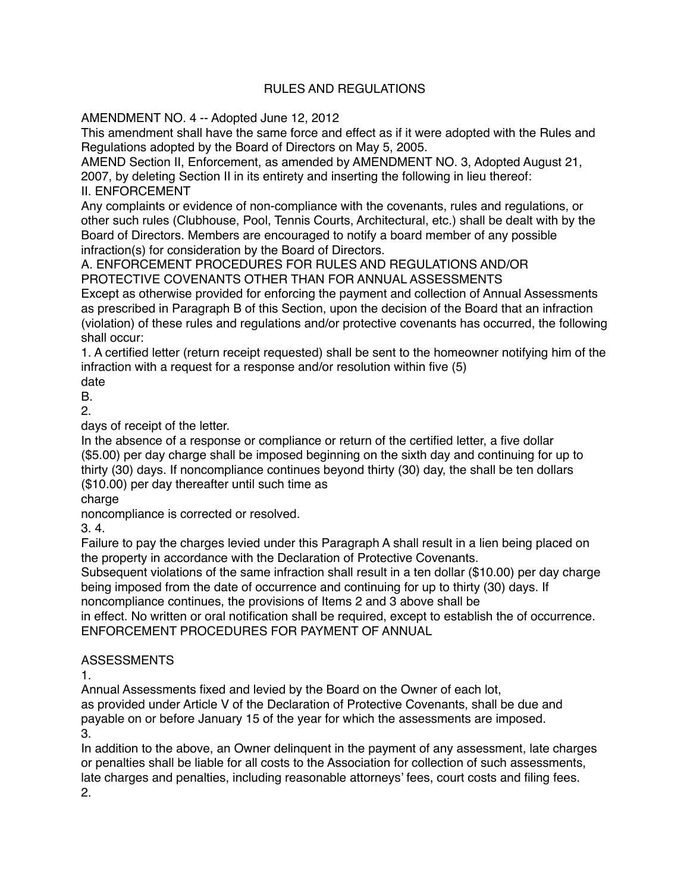# RULES AND REGULATIONS

AMENDMENT NO. 4 -- Adopted June 12, 2012

This amendment shall have the same force and effect as if it were adopted with the Rules and Regulations adopted by the Board of Directors on May 5, 2005.

AMEND Section II, Enforcement, as amended by AMENDMENT NO. 3, Adopted August 21, 2007, by deleting Section II in its entirety and inserting the following in lieu thereof:

II. ENFORCEMENT

Any complaints or evidence of non-compliance with the covenants, rules and regulations, or other such rules (Clubhouse, Pool, Tennis Courts, Architectural, etc.) shall be dealt with by the Board of Directors. Members are encouraged to notify a board member of any possible infraction(s) for consideration by the Board of Directors.

A. ENFORCEMENT PROCEDURES FOR RULES AND REGULATIONS AND/OR PROTECTIVE COVENANTS OTHER THAN FOR ANNUAL ASSESSMENTS

Except as otherwise provided for enforcing the payment and collection of Annual Assessments as prescribed in Paragraph B of this Section, upon the decision of the Board that an infraction (violation) of these rules and regulations and/or protective covenants has occurred, the following shall occur:

1. A certified letter (return receipt requested) shall be sent to the homeowner notifying him of the infraction with a request for a response and/or resolution within five (5)

date

B.

2.

days of receipt of the letter.

In the absence of a response or compliance or return of the certified letter, a five dollar ($5.00) per day charge shall be imposed beginning on the sixth day and continuing for up to thirty (30) days. If noncompliance continues beyond thirty (30) day, the shall be ten dollars ($10.00) per day thereafter until such time as

charge

noncompliance is corrected or resolved.

3. 4.

Failure to pay the charges levied under this Paragraph A shall result in a lien being placed on the property in accordance with the Declaration of Protective Covenants.

Subsequent violations of the same infraction shall result in a ten dollar ($10.00) per day charge being imposed from the date of occurrence and continuing for up to thirty (30) days. If noncompliance continues, the provisions of Items 2 and 3 above shall be

in effect. No written or oral notification shall be required, except to establish the of occurrence.

ENFORCEMENT PROCEDURES FOR PAYMENT OF ANNUAL

ASSESSMENTS

1.

Annual Assessments fixed and levied by the Board on the Owner of each lot, as provided under Article V of the Declaration of Protective Covenants, shall be due and payable on or before January 15 of the year for which the assessments are imposed.

3.

In addition to the above, an Owner delinquent in the payment of any assessment, late charges or penalties shall be liable for all costs to the Association for collection of such assessments, late charges and penalties, including reasonable attorneys' fees, court costs and filing fees.

2.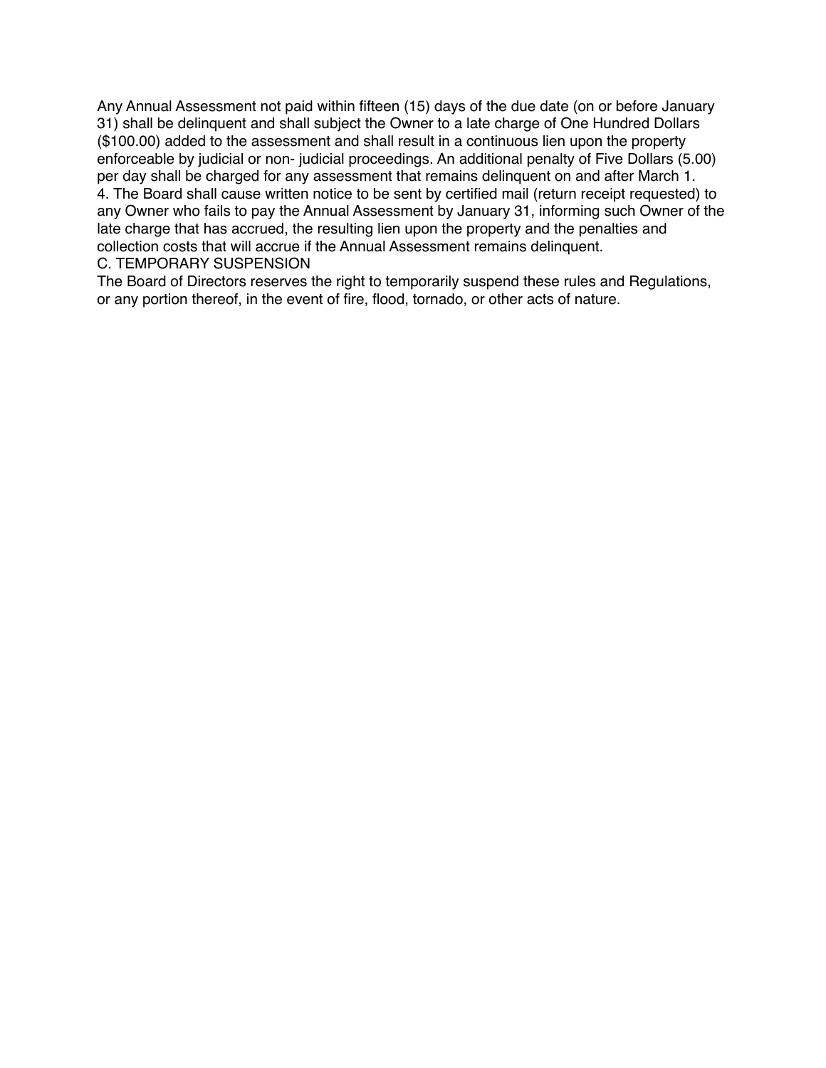Any Annual Assessment not paid within fifteen (15) days of the due date (on or before January 31) shall be delinquent and shall subject the Owner to a late charge of One Hundred Dollars ($100.00) added to the assessment and shall result in a continuous lien upon the property enforceable by judicial or non- judicial proceedings. An additional penalty of Five Dollars (5.00) per day shall be charged for any assessment that remains delinquent on and after March 1.

4. The Board shall cause written notice to be sent by certified mail (return receipt requested) to any Owner who fails to pay the Annual Assessment by January 31, informing such Owner of the late charge that has accrued, the resulting lien upon the property and the penalties and collection costs that will accrue if the Annual Assessment remains delinquent.

## C. TEMPORARY SUSPENSION

The Board of Directors reserves the right to temporarily suspend these rules and Regulations, or any portion thereof, in the event of fire, flood, tornado, or other acts of nature.